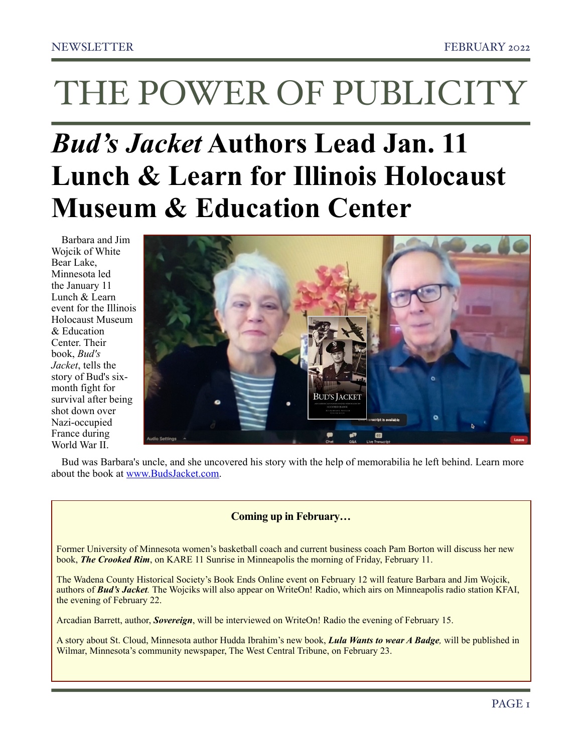# THE POWER OF PUBLICITY

## *Bud's Jacket* Authors Lead Jan. 11 Lunch & Learn for Illinois Holocaust Museum & Education Center

Barbara and Jim Wojcik of White Bear Lake, Minnesota led the January 11 Lunch & Learn event for the Illinois Holocaust Museum & Education Center. Their book, *Bud's Jacket*, tells the story of Bud's six-month fight for survival after being shot down over Nazi-occupied France during World War II.

Bud was Barbara's uncle, and she uncovered his story with the help of memorabilia he left behind. Learn more about the book at www.BudsJacket.com.

**Coming up in February…**

Former University of Minnesota women's basketball coach and current business coach Pam Borton will discuss her new book, ***The Crooked Rim***, on KARE 11 Sunrise in Minneapolis the morning of Friday, February 11.

The Wadena County Historical Society's Book Ends Online event on February 12 will feature Barbara and Jim Wojcik, authors of ***Bud's Jacket***. The Wojciks will also appear on WriteOn! Radio, which airs on Minneapolis radio station KFAI, the evening of February 22.

Arcadian Barrett, author, ***Sovereign***, will be interviewed on WriteOn! Radio the evening of February 15.

A story about St. Cloud, Minnesota author Hudda Ibrahim's new book, ***Lula Wants to wear A Badge***, will be published in Wilmar, Minnesota's community newspaper, The West Central Tribune, on February 23.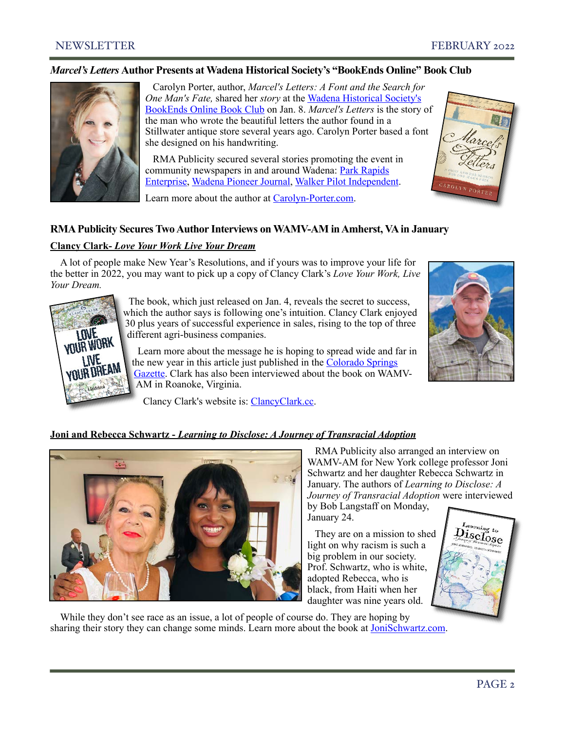### *Marcel's Letters* Author Presents at Wadena Historical Society's "BookEnds Online" Book Club

Carolyn Porter, author, *Marcel's Letters: A Font and the Search for One Man's Fate,* shared her *story* at the Wadena Historical Society's BookEnds Online Book Club on Jan. 8. *Marcel's Letters* is the story of the man who wrote the beautiful letters the author found in a Stillwater antique store several years ago. Carolyn Porter based a font she designed on his handwriting.

RMA Publicity secured several stories promoting the event in community newspapers in and around Wadena: Park Rapids Enterprise, Wadena Pioneer Journal, Walker Pilot Independent.

Learn more about the author at Carolyn-Porter.com.

### RMA Publicity Secures Two Author Interviews on WAMV-AM in Amherst, VA in January

**Clancy Clark- *Love Your Work Live Your Dream***

A lot of people make New Year's Resolutions, and if yours was to improve your life for the better in 2022, you may want to pick up a copy of Clancy Clark's *Love Your Work, Live Your Dream.*

The book, which just released on Jan. 4, reveals the secret to success, which the author says is following one's intuition. Clancy Clark enjoyed 30 plus years of successful experience in sales, rising to the top of three different agri-business companies.

Learn more about the message he is hoping to spread wide and far in the new year in this article just published in the Colorado Springs Gazette. Clark has also been interviewed about the book on WAMV-AM in Roanoke, Virginia.

Clancy Clark's website is: ClancyClark.cc.

**Joni and Rebecca Schwartz - *Learning to Disclose: A Journey of Transracial Adoption***

RMA Publicity also arranged an interview on WAMV-AM for New York college professor Joni Schwartz and her daughter Rebecca Schwartz in January. The authors of *Learning to Disclose: A Journey of Transracial Adoption* were interviewed by Bob Langstaff on Monday, January 24.

They are on a mission to shed light on why racism is such a big problem in our society. Prof. Schwartz, who is white, adopted Rebecca, who is black, from Haiti when her daughter was nine years old.

While they don't see race as an issue, a lot of people of course do. They are hoping by sharing their story they can change some minds. Learn more about the book at JoniSchwartz.com.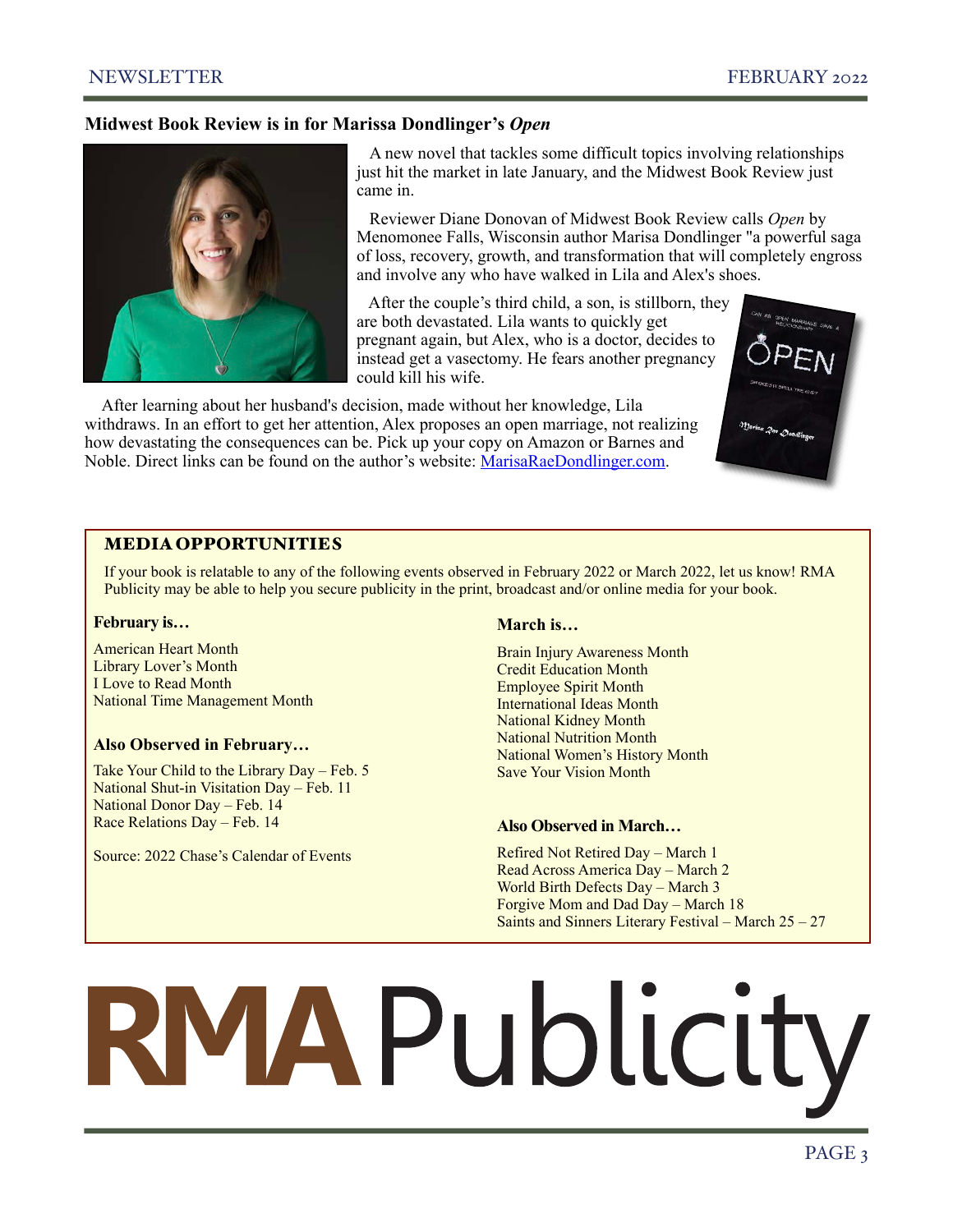## Midwest Book Review is in for Marissa Dondlinger's *Open*

A new novel that tackles some difficult topics involving relationships just hit the market in late January, and the Midwest Book Review just came in.

Reviewer Diane Donovan of Midwest Book Review calls *Open* by Menomonee Falls, Wisconsin author Marisa Dondlinger "a powerful saga of loss, recovery, growth, and transformation that will completely engross and involve any who have walked in Lila and Alex's shoes.

After the couple's third child, a son, is stillborn, they are both devastated. Lila wants to quickly get pregnant again, but Alex, who is a doctor, decides to instead get a vasectomy. He fears another pregnancy could kill his wife.

After learning about her husband's decision, made without her knowledge, Lila withdraws. In an effort to get her attention, Alex proposes an open marriage, not realizing how devastating the consequences can be. Pick up your copy on Amazon or Barnes and Noble. Direct links can be found on the author's website: MarisaRaeDondlinger.com.

## MEDIA OPPORTUNITIES

If your book is relatable to any of the following events observed in February 2022 or March 2022, let us know! RMA Publicity may be able to help you secure publicity in the print, broadcast and/or online media for your book.

**February is…**

American Heart Month
Library Lover's Month
I Love to Read Month
National Time Management Month

**Also Observed in February…**

Take Your Child to the Library Day – Feb. 5
National Shut-in Visitation Day – Feb. 11
National Donor Day – Feb. 14
Race Relations Day – Feb. 14

Source: 2022 Chase's Calendar of Events

**March is…**

Brain Injury Awareness Month
Credit Education Month
Employee Spirit Month
International Ideas Month
National Kidney Month
National Nutrition Month
National Women's History Month
Save Your Vision Month

**Also Observed in March…**

Refired Not Retired Day – March 1
Read Across America Day – March 2
World Birth Defects Day – March 3
Forgive Mom and Dad Day – March 18
Saints and Sinners Literary Festival – March 25 – 27

RMA Publicity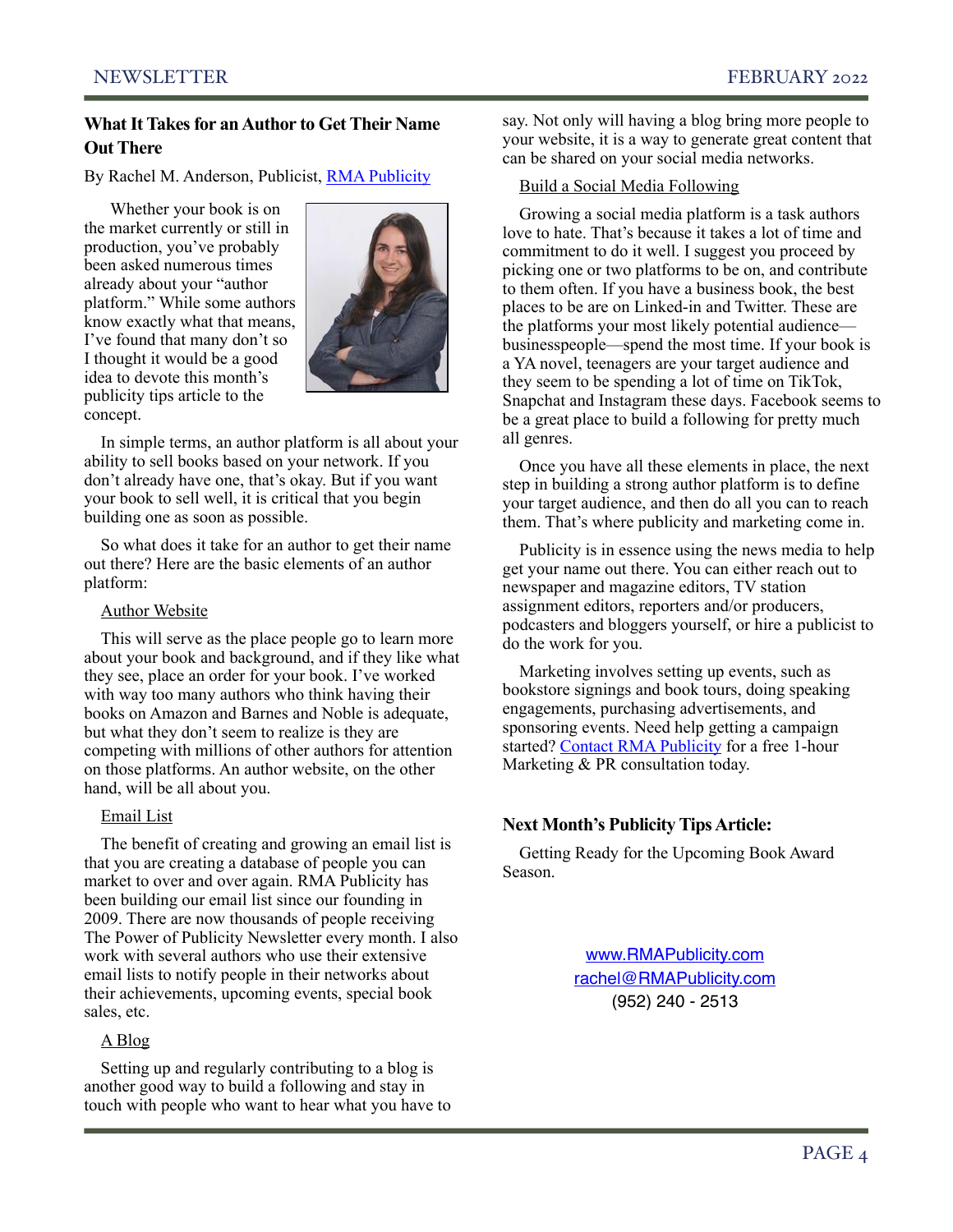## What It Takes for an Author to Get Their Name Out There

By Rachel M. Anderson, Publicist, [RMA Publicity]

Whether your book is on the market currently or still in production, you've probably been asked numerous times already about your "author platform." While some authors know exactly what that means, I've found that many don't so I thought it would be a good idea to devote this month's publicity tips article to the concept.

In simple terms, an author platform is all about your ability to sell books based on your network. If you don't already have one, that's okay. But if you want your book to sell well, it is critical that you begin building one as soon as possible.

So what does it take for an author to get their name out there? Here are the basic elements of an author platform:

Author Website

This will serve as the place people go to learn more about your book and background, and if they like what they see, place an order for your book. I've worked with way too many authors who think having their books on Amazon and Barnes and Noble is adequate, but what they don't seem to realize is they are competing with millions of other authors for attention on those platforms. An author website, on the other hand, will be all about you.

Email List

The benefit of creating and growing an email list is that you are creating a database of people you can market to over and over again. RMA Publicity has been building our email list since our founding in 2009. There are now thousands of people receiving The Power of Publicity Newsletter every month. I also work with several authors who use their extensive email lists to notify people in their networks about their achievements, upcoming events, special book sales, etc.

A Blog

Setting up and regularly contributing to a blog is another good way to build a following and stay in touch with people who want to hear what you have to say. Not only will having a blog bring more people to your website, it is a way to generate great content that can be shared on your social media networks.

Build a Social Media Following

Growing a social media platform is a task authors love to hate. That's because it takes a lot of time and commitment to do it well. I suggest you proceed by picking one or two platforms to be on, and contribute to them often. If you have a business book, the best places to be are on Linked-in and Twitter. These are the platforms your most likely potential audience—businesspeople—spend the most time. If your book is a YA novel, teenagers are your target audience and they seem to be spending a lot of time on TikTok, Snapchat and Instagram these days. Facebook seems to be a great place to build a following for pretty much all genres.

Once you have all these elements in place, the next step in building a strong author platform is to define your target audience, and then do all you can to reach them. That's where publicity and marketing come in.

Publicity is in essence using the news media to help get your name out there. You can either reach out to newspaper and magazine editors, TV station assignment editors, reporters and/or producers, podcasters and bloggers yourself, or hire a publicist to do the work for you.

Marketing involves setting up events, such as bookstore signings and book tours, doing speaking engagements, purchasing advertisements, and sponsoring events. Need help getting a campaign started? [Contact RMA Publicity] for a free 1-hour Marketing & PR consultation today.

### Next Month's Publicity Tips Article:

Getting Ready for the Upcoming Book Award Season.

www.RMAPublicity.com
rachel@RMAPublicity.com
(952) 240 - 2513